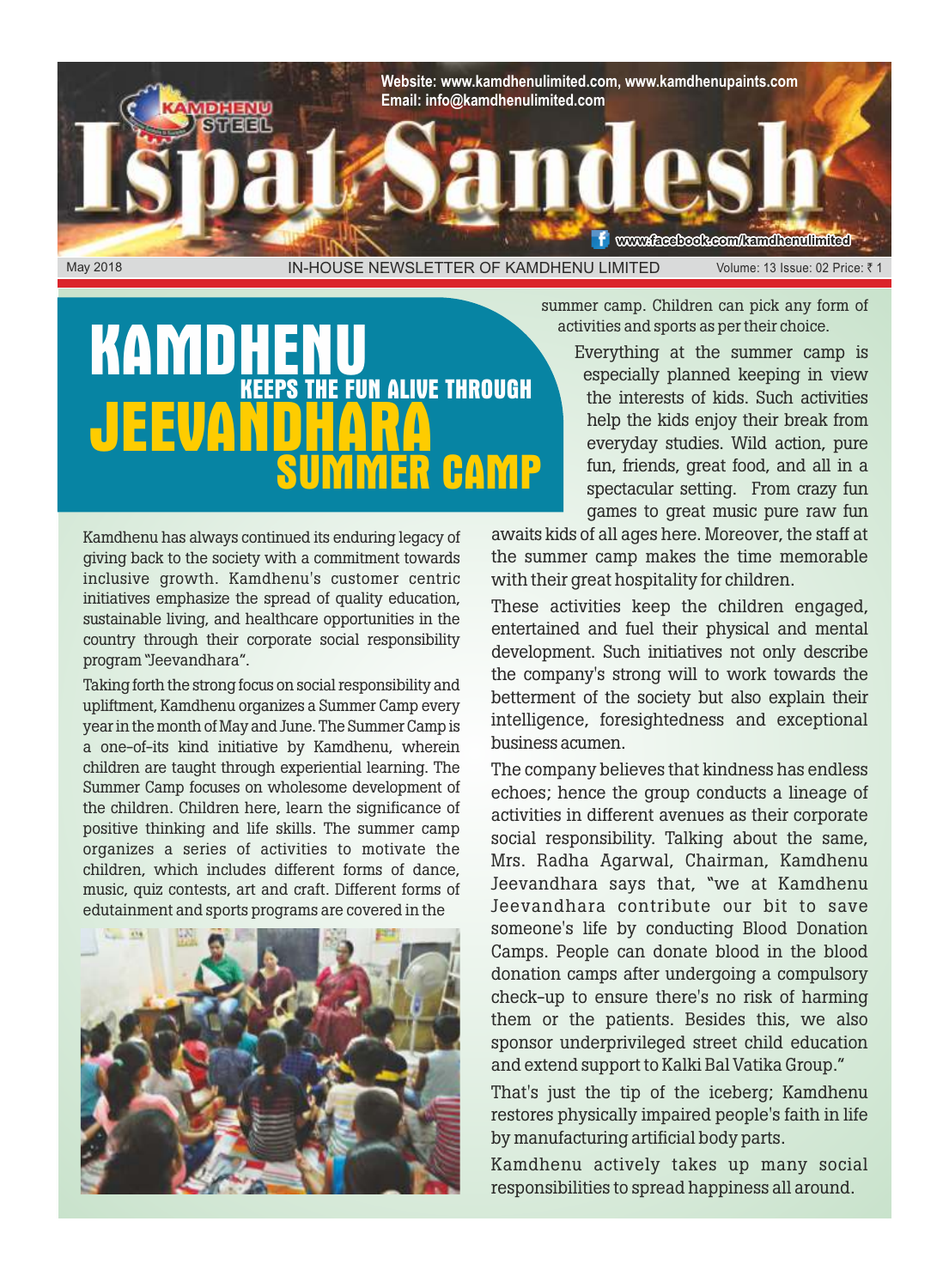# Ispat Sandesh

Website: www.kamdhenulimited.com, www.kamdhenupaints.com
Email: info@kamdhenulimited.com

www.facebook.com/kamdhenulimited

May 2018 | IN-HOUSE NEWSLETTER OF KAMDHENU LIMITED | Volume: 13 Issue: 02 Price: ₹ 1

## KAMDHENU KEEPS THE FUN ALIVE THROUGH JEEVANDHARA SUMMER CAMP

Kamdhenu has always continued its enduring legacy of giving back to the society with a commitment towards inclusive growth. Kamdhenu's customer centric initiatives emphasize the spread of quality education, sustainable living, and healthcare opportunities in the country through their corporate social responsibility program "Jeevandhara".

Taking forth the strong focus on social responsibility and upliftment, Kamdhenu organizes a Summer Camp every year in the month of May and June. The Summer Camp is a one-of-its kind initiative by Kamdhenu, wherein children are taught through experiential learning. The Summer Camp focuses on wholesome development of the children. Children here, learn the significance of positive thinking and life skills. The summer camp organizes a series of activities to motivate the children, which includes different forms of dance, music, quiz contests, art and craft. Different forms of edutainment and sports programs are covered in the summer camp. Children can pick any form of activities and sports as per their choice.

Everything at the summer camp is especially planned keeping in view the interests of kids. Such activities help the kids enjoy their break from everyday studies. Wild action, pure fun, friends, great food, and all in a spectacular setting. From crazy fun games to great music pure raw fun awaits kids of all ages here. Moreover, the staff at the summer camp makes the time memorable with their great hospitality for children.

These activities keep the children engaged, entertained and fuel their physical and mental development. Such initiatives not only describe the company's strong will to work towards the betterment of the society but also explain their intelligence, foresightedness and exceptional business acumen.

The company believes that kindness has endless echoes; hence the group conducts a lineage of activities in different avenues as their corporate social responsibility. Talking about the same, Mrs. Radha Agarwal, Chairman, Kamdhenu Jeevandhara says that, "we at Kamdhenu Jeevandhara contribute our bit to save someone's life by conducting Blood Donation Camps. People can donate blood in the blood donation camps after undergoing a compulsory check-up to ensure there's no risk of harming them or the patients. Besides this, we also sponsor underprivileged street child education and extend support to Kalki Bal Vatika Group."

That's just the tip of the iceberg; Kamdhenu restores physically impaired people's faith in life by manufacturing artificial body parts.

Kamdhenu actively takes up many social responsibilities to spread happiness all around.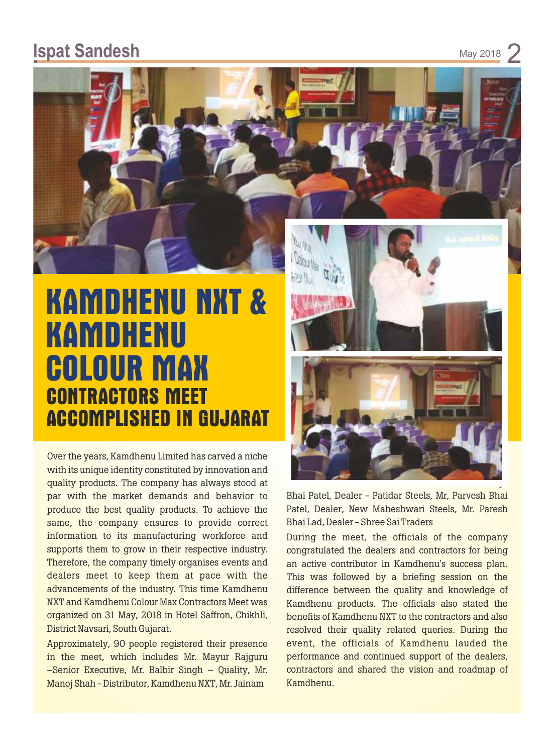# KAMDHENU NXT & KAMDHENU COLOUR MAX CONTRACTORS MEET ACCOMPLISHED IN GUJARAT

Over the years, Kamdhenu Limited has carved a niche with its unique identity constituted by innovation and quality products. The company has always stood at par with the market demands and behavior to produce the best quality products. To achieve the same, the company ensures to provide correct information to its manufacturing workforce and supports them to grow in their respective industry. Therefore, the company timely organises events and dealers meet to keep them at pace with the advancements of the industry. This time Kamdhenu NXT and Kamdhenu Colour Max Contractors Meet was organized on 31 May, 2018 in Hotel Saffron, Chikhli, District Navsari, South Gujarat.

Approximately, 90 people registered their presence in the meet, which includes Mr. Mayur Rajguru –Senior Executive, Mr. Balbir Singh – Quality, Mr. Manoj Shah – Distributor, Kamdhenu NXT, Mr. Jainam Bhai Patel, Dealer – Patidar Steels, Mr, Parvesh Bhai Patel, Dealer, New Maheshwari Steels, Mr. Paresh Bhai Lad, Dealer – Shree Sai Traders

During the meet, the officials of the company congratulated the dealers and contractors for being an active contributor in Kamdhenu's success plan. This was followed by a briefing session on the difference between the quality and knowledge of Kamdhenu products. The officials also stated the benefits of Kamdhenu NXT to the contractors and also resolved their quality related queries. During the event, the officials of Kamdhenu lauded the performance and continued support of the dealers, contractors and shared the vision and roadmap of Kamdhenu.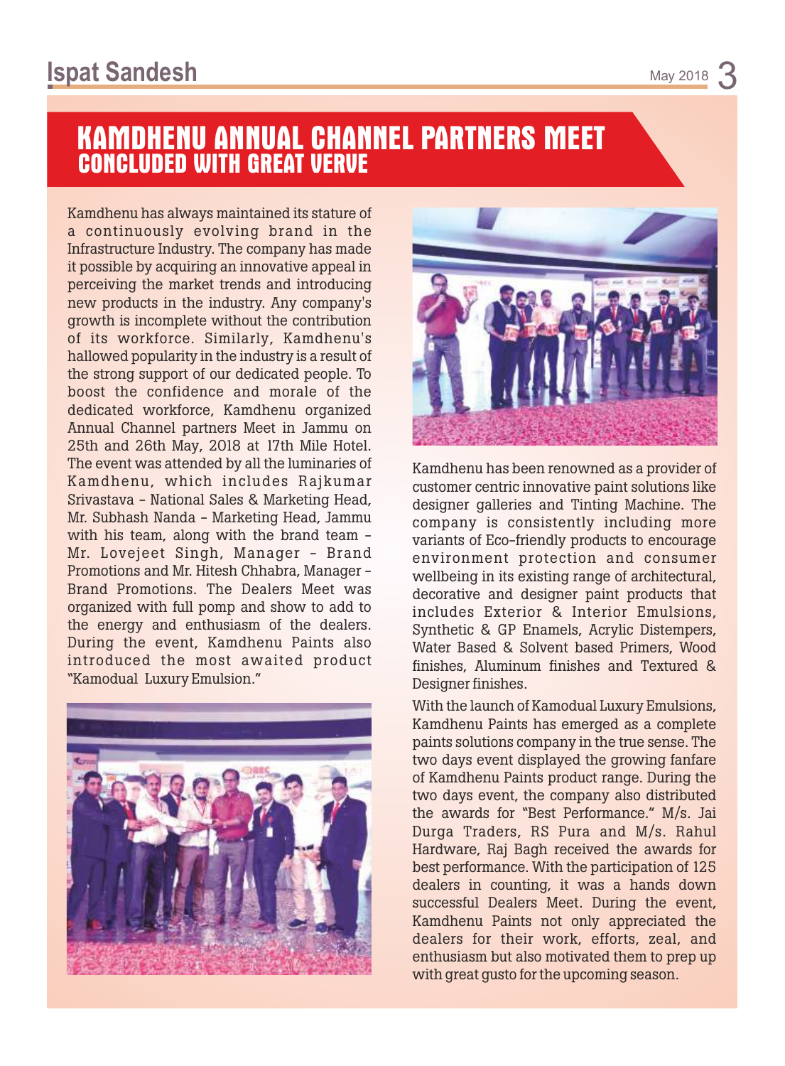# KAMDHENU ANNUAL CHANNEL PARTNERS MEET CONCLUDED WITH GREAT VERVE

Kamdhenu has always maintained its stature of a continuously evolving brand in the Infrastructure Industry. The company has made it possible by acquiring an innovative appeal in perceiving the market trends and introducing new products in the industry. Any company's growth is incomplete without the contribution of its workforce. Similarly, Kamdhenu's hallowed popularity in the industry is a result of the strong support of our dedicated people. To boost the confidence and morale of the dedicated workforce, Kamdhenu organized Annual Channel partners Meet in Jammu on 25th and 26th May, 2018 at 17th Mile Hotel. The event was attended by all the luminaries of Kamdhenu, which includes Rajkumar Srivastava - National Sales & Marketing Head, Mr. Subhash Nanda - Marketing Head, Jammu with his team, along with the brand team - Mr. Lovejeet Singh, Manager - Brand Promotions and Mr. Hitesh Chhabra, Manager - Brand Promotions. The Dealers Meet was organized with full pomp and show to add to the energy and enthusiasm of the dealers. During the event, Kamdhenu Paints also introduced the most awaited product "Kamodual Luxury Emulsion."

Kamdhenu has been renowned as a provider of customer centric innovative paint solutions like designer galleries and Tinting Machine. The company is consistently including more variants of Eco-friendly products to encourage environment protection and consumer wellbeing in its existing range of architectural, decorative and designer paint products that includes Exterior & Interior Emulsions, Synthetic & GP Enamels, Acrylic Distempers, Water Based & Solvent based Primers, Wood finishes, Aluminum finishes and Textured & Designer finishes.

With the launch of Kamodual Luxury Emulsions, Kamdhenu Paints has emerged as a complete paints solutions company in the true sense. The two days event displayed the growing fanfare of Kamdhenu Paints product range. During the two days event, the company also distributed the awards for "Best Performance." M/s. Jai Durga Traders, RS Pura and M/s. Rahul Hardware, Raj Bagh received the awards for best performance. With the participation of 125 dealers in counting, it was a hands down successful Dealers Meet. During the event, Kamdhenu Paints not only appreciated the dealers for their work, efforts, zeal, and enthusiasm but also motivated them to prep up with great gusto for the upcoming season.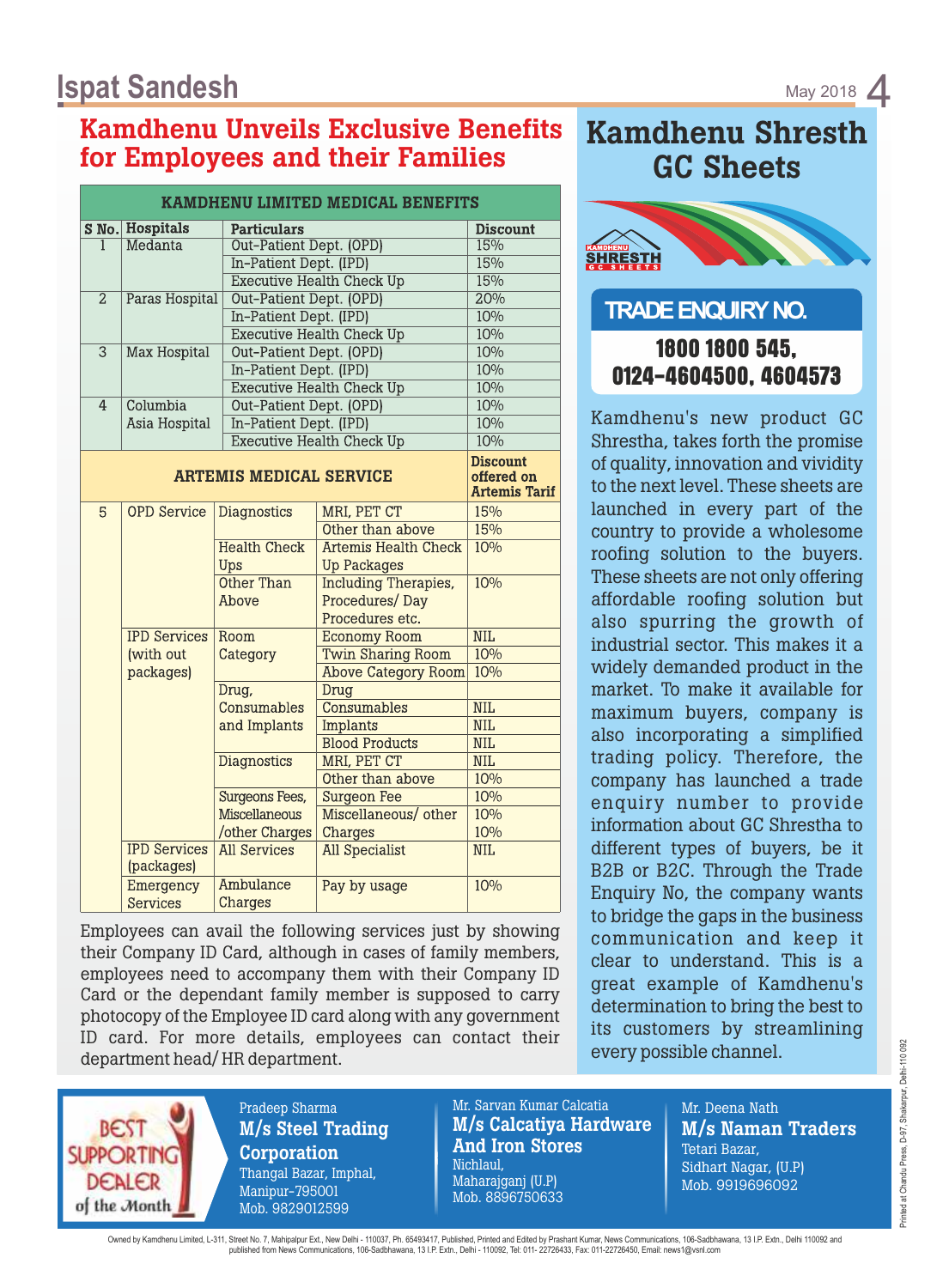## Kamdhenu Unveils Exclusive Benefits for Employees and their Families

| KAMDHENU LIMITED MEDICAL BENEFITS | | | |
|---|---|---|---|
| S No. | Hospitals | Particulars | Discount |
| 1 | Medanta | Out-Patient Dept. (OPD) | 15% |
| | | In-Patient Dept. (IPD) | 15% |
| | | Executive Health Check Up | 15% |
| 2 | Paras Hospital | Out-Patient Dept. (OPD) | 20% |
| | | In-Patient Dept. (IPD) | 10% |
| | | Executive Health Check Up | 10% |
| 3 | Max Hospital | Out-Patient Dept. (OPD) | 10% |
| | | In-Patient Dept. (IPD) | 10% |
| | | Executive Health Check Up | 10% |
| 4 | Columbia Asia Hospital | Out-Patient Dept. (OPD) | 10% |
| | | In-Patient Dept. (IPD) | 10% |
| | | Executive Health Check Up | 10% |

| ARTEMIS MEDICAL SERVICE | | | | Discount offered on Artemis Tarif |
|---|---|---|---|---|
| 5 | OPD Service | Diagnostics | MRI, PET CT | 15% |
| | | | Other than above | 15% |
| | | Health Check Ups | Artemis Health Check Up Packages | 10% |
| | | Other Than Above | Including Therapies, Procedures/ Day Procedures etc. | 10% |
| | IPD Services (with out packages) | Room Category | Economy Room | NIL |
| | | | Twin Sharing Room | 10% |
| | | | Above Category Room | 10% |
| | | Drug, Consumables and Implants | Drug | |
| | | | Consumables | NIL |
| | | | Implants | NIL |
| | | | Blood Products | NIL |
| | | Diagnostics | MRI, PET CT | NIL |
| | | | Other than above | 10% |
| | | Surgeons Fees, Miscellaneous /other Charges | Surgeon Fee | 10% |
| | | | Miscellaneous/ other Charges | 10% |
| | | | | 10% |
| | IPD Services (packages) | All Services | All Specialist | NIL |
| | Emergency Services | Ambulance Charges | Pay by usage | 10% |

Employees can avail the following services just by showing their Company ID Card, although in cases of family members, employees need to accompany them with their Company ID Card or the dependant family member is supposed to carry photocopy of the Employee ID card along with any government ID card. For more details, employees can contact their department head/ HR department.

## Kamdhenu Shresth GC Sheets

KAMDHENU SHRESTH GC SHEETS

**TRADE ENQUIRY NO.**

**1800 1800 545, 0124-4604500, 4604573**

Kamdhenu's new product GC Shrestha, takes forth the promise of quality, innovation and vividity to the next level. These sheets are launched in every part of the country to provide a wholesome roofing solution to the buyers. These sheets are not only offering affordable roofing solution but also spurring the growth of industrial sector. This makes it a widely demanded product in the market. To make it available for maximum buyers, company is also incorporating a simplified trading policy. Therefore, the company has launched a trade enquiry number to provide information about GC Shrestha to different types of buyers, be it B2B or B2C. Through the Trade Enquiry No, the company wants to bridge the gaps in the business communication and keep it clear to understand. This is a great example of Kamdhenu's determination to bring the best to its customers by streamlining every possible channel.

### BEST SUPPORTING DEALER of the Month

Pradeep Sharma
**M/s Steel Trading Corporation**
Thangal Bazar, Imphal, Manipur-795001
Mob. 9829012599

Mr. Sarvan Kumar Calcatia
**M/s Calcatiya Hardware And Iron Stores**
Nichlaul, Maharajganj (U.P)
Mob. 8896750633

Mr. Deena Nath
**M/s Naman Traders**
Tetari Bazar, Sidhart Nagar, (U.P)
Mob. 9919696092

Printed at Chandu Press, D-97, Shakarpur, Delhi-110 092

Owned by Kamdhenu Limited, L-311, Street No. 7, Mahipalpur Ext., New Delhi - 110037, Ph. 65493417, Published, Printed and Edited by Prashant Kumar, News Communications, 106-Sadbhawana, 13 I.P. Extn., Delhi 110092 and published from News Communications, 106-Sadbhawana, 13 I.P. Extn., Delhi - 110092, Tel: 011- 22726433, Fax: 011-22726450, Email: news1@vsnl.com